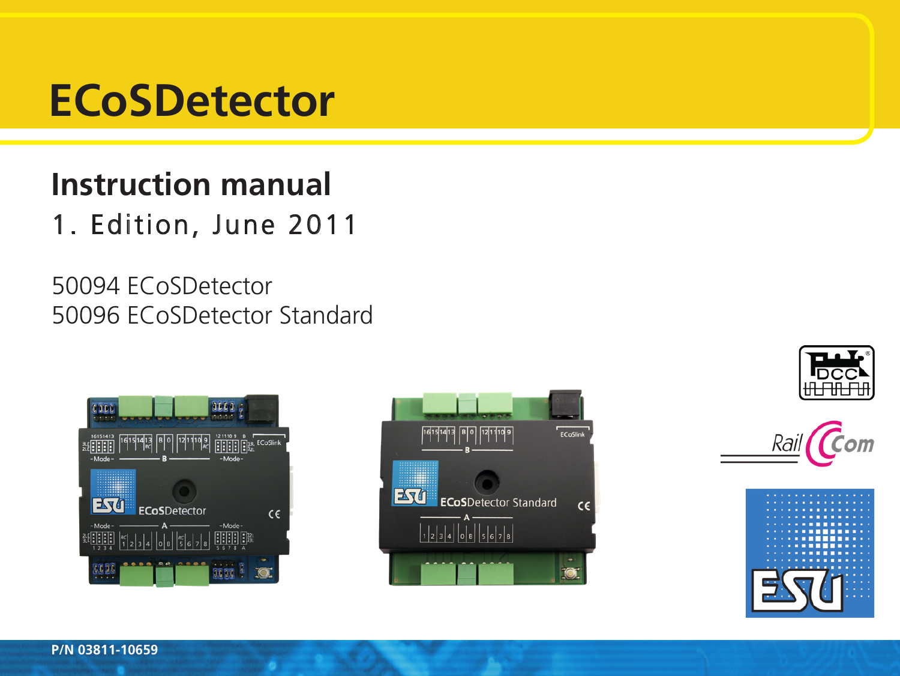# ECoSDetector

## Instruction manual

1. Edition, June 2011

50094 ECoSDetector
50096 ECoSDetector Standard

P/N 03811-10659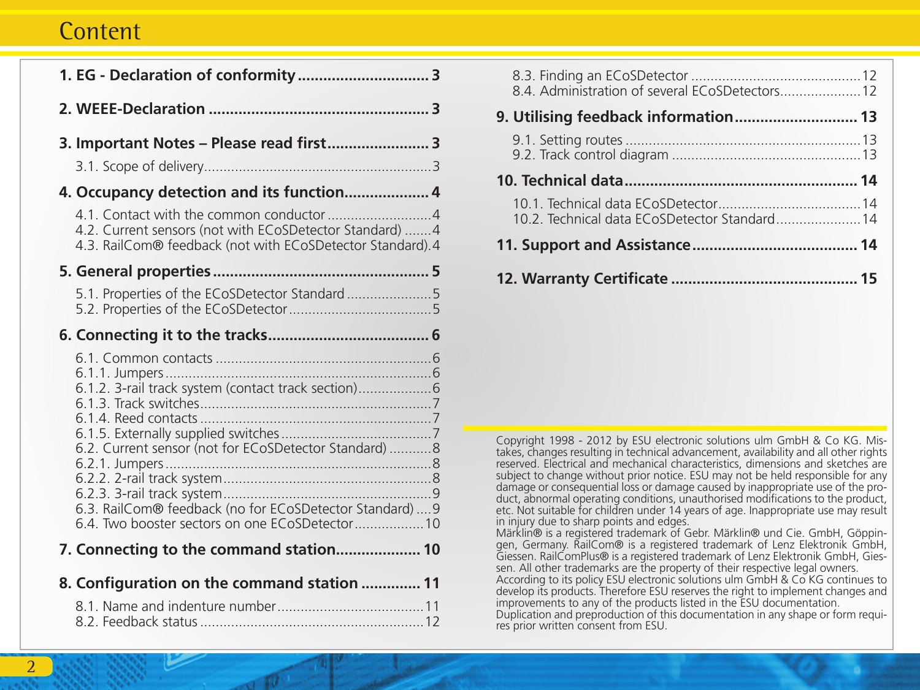# Content

**1. EG - Declaration of conformity .............................. 3**

**2. WEEE-Declaration .................................................. 3**

**3. Important Notes – Please read first ....................... 3**

3.1. Scope of delivery...........................................................3

**4. Occupancy detection and its function.................... 4**

4.1. Contact with the common conductor ...........................4
4.2. Current sensors (not with ECoSDetector Standard) .......4
4.3. RailCom® feedback (not with ECoSDetector Standard).4

**5. General properties ................................................. 5**

5.1. Properties of the ECoSDetector Standard ......................5
5.2. Properties of the ECoSDetector .....................................5

**6. Connecting it to the tracks..................................... 6**

6.1. Common contacts .........................................................6
6.1.1. Jumpers .....................................................................6
6.1.2. 3-rail track system (contact track section)...................6
6.1.3. Track switches.............................................................7
6.1.4. Reed contacts .............................................................7
6.1.5. Externally supplied switches ........................................7
6.2. Current sensor (not for ECoSDetector Standard) ...........8
6.2.1. Jumpers .....................................................................8
6.2.2. 2-rail track system .......................................................8
6.2.3. 3-rail track system .......................................................9
6.3. RailCom® feedback (no for ECoSDetector Standard) ....9
6.4. Two booster sectors on one ECoSDetector ..................10

**7. Connecting to the command station.................... 10**

**8. Configuration on the command station ............. 11**

8.1. Name and indenture number......................................11
8.2. Feedback status ..........................................................12
8.3. Finding an ECoSDetector ............................................12
8.4. Administration of several ECoSDetectors.....................12

**9. Utilising feedback information............................ 13**

9.1. Setting routes .............................................................13
9.2. Track control diagram .................................................13

**10. Technical data ..................................................... 14**

10.1. Technical data ECoSDetector.....................................14
10.2. Technical data ECoSDetector Standard......................14

**11. Support and Assistance...................................... 14**

**12. Warranty Certificate .......................................... 15**

Copyright 1998 - 2012 by ESU electronic solutions ulm GmbH & Co KG. Mistakes, changes resulting in technical advancement, availability and all other rights reserved. Electrical and mechanical characteristics, dimensions and sketches are subject to change without prior notice. ESU may not be held responsible for any damage or consequential loss or damage caused by inappropriate use of the product, abnormal operating conditions, unauthorised modifications to the product, etc. Not suitable for children under 14 years of age. Inappropriate use may result in injury due to sharp points and edges.
Märklin® is a registered trademark of Gebr. Märklin® und Cie. GmbH, Göppingen, Germany. RailCom® is a registered trademark of Lenz Elektronik GmbH, Giessen. RailComPlus® is a registered trademark of Lenz Elektronik GmbH, Giessen. All other trademarks are the property of their respective legal owners.
According to its policy ESU electronic solutions ulm GmbH & Co KG continues to develop its products. Therefore ESU reserves the right to implement changes and improvements to any of the products listed in the ESU documentation.
Duplication and preproduction of this documentation in any shape or form requires prior written consent from ESU.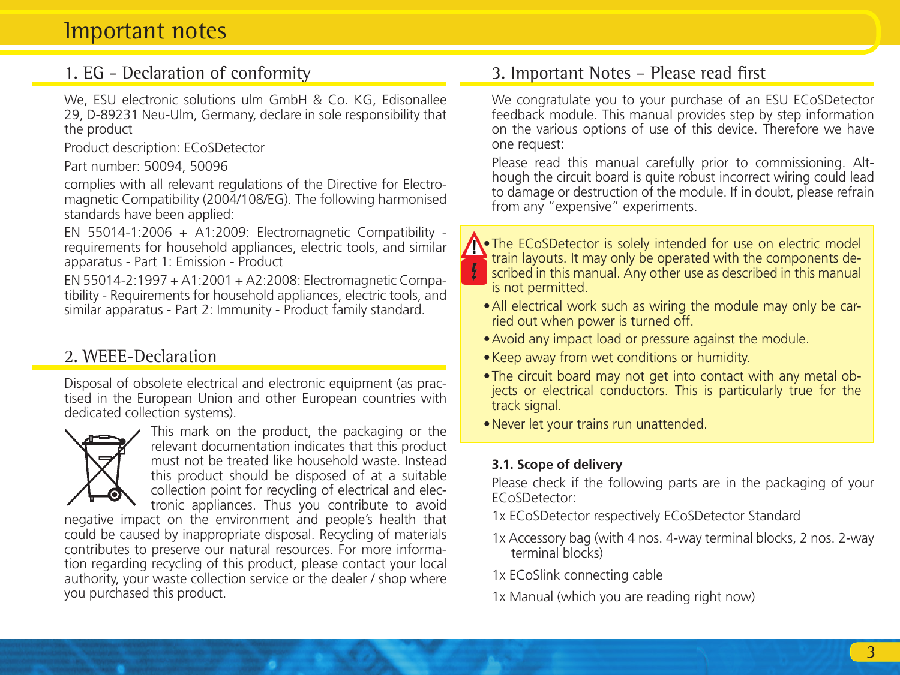# Important notes

## 1. EG - Declaration of conformity

We, ESU electronic solutions ulm GmbH & Co. KG, Edisonallee 29, D-89231 Neu-Ulm, Germany, declare in sole responsibility that the product

Product description: ECoSDetector

Part number: 50094, 50096

complies with all relevant regulations of the Directive for Electromagnetic Compatibility (2004/108/EG). The following harmonised standards have been applied:

EN 55014-1:2006 + A1:2009: Electromagnetic Compatibility - requirements for household appliances, electric tools, and similar apparatus - Part 1: Emission - Product

EN 55014-2:1997 + A1:2001 + A2:2008: Electromagnetic Compatibility - Requirements for household appliances, electric tools, and similar apparatus - Part 2: Immunity - Product family standard.

## 2. WEEE-Declaration

Disposal of obsolete electrical and electronic equipment (as practised in the European Union and other European countries with dedicated collection systems).

This mark on the product, the packaging or the relevant documentation indicates that this product must not be treated like household waste. Instead this product should be disposed of at a suitable collection point for recycling of electrical and electronic appliances. Thus you contribute to avoid negative impact on the environment and people's health that could be caused by inappropriate disposal. Recycling of materials contributes to preserve our natural resources. For more information regarding recycling of this product, please contact your local authority, your waste collection service or the dealer / shop where you purchased this product.

## 3. Important Notes – Please read first

We congratulate you to your purchase of an ESU ECoSDetector feedback module. This manual provides step by step information on the various options of use of this device. Therefore we have one request:

Please read this manual carefully prior to commissioning. Although the circuit board is quite robust incorrect wiring could lead to damage or destruction of the module. If in doubt, please refrain from any "expensive" experiments.

- The ECoSDetector is solely intended for use on electric model train layouts. It may only be operated with the components described in this manual. Any other use as described in this manual is not permitted.
- All electrical work such as wiring the module may only be carried out when power is turned off.
- Avoid any impact load or pressure against the module.
- Keep away from wet conditions or humidity.
- The circuit board may not get into contact with any metal objects or electrical conductors. This is particularly true for the track signal.
- Never let your trains run unattended.

### 3.1. Scope of delivery

Please check if the following parts are in the packaging of your ECoSDetector:

1x ECoSDetector respectively ECoSDetector Standard

1x Accessory bag (with 4 nos. 4-way terminal blocks, 2 nos. 2-way terminal blocks)

1x ECoSlink connecting cable

1x Manual (which you are reading right now)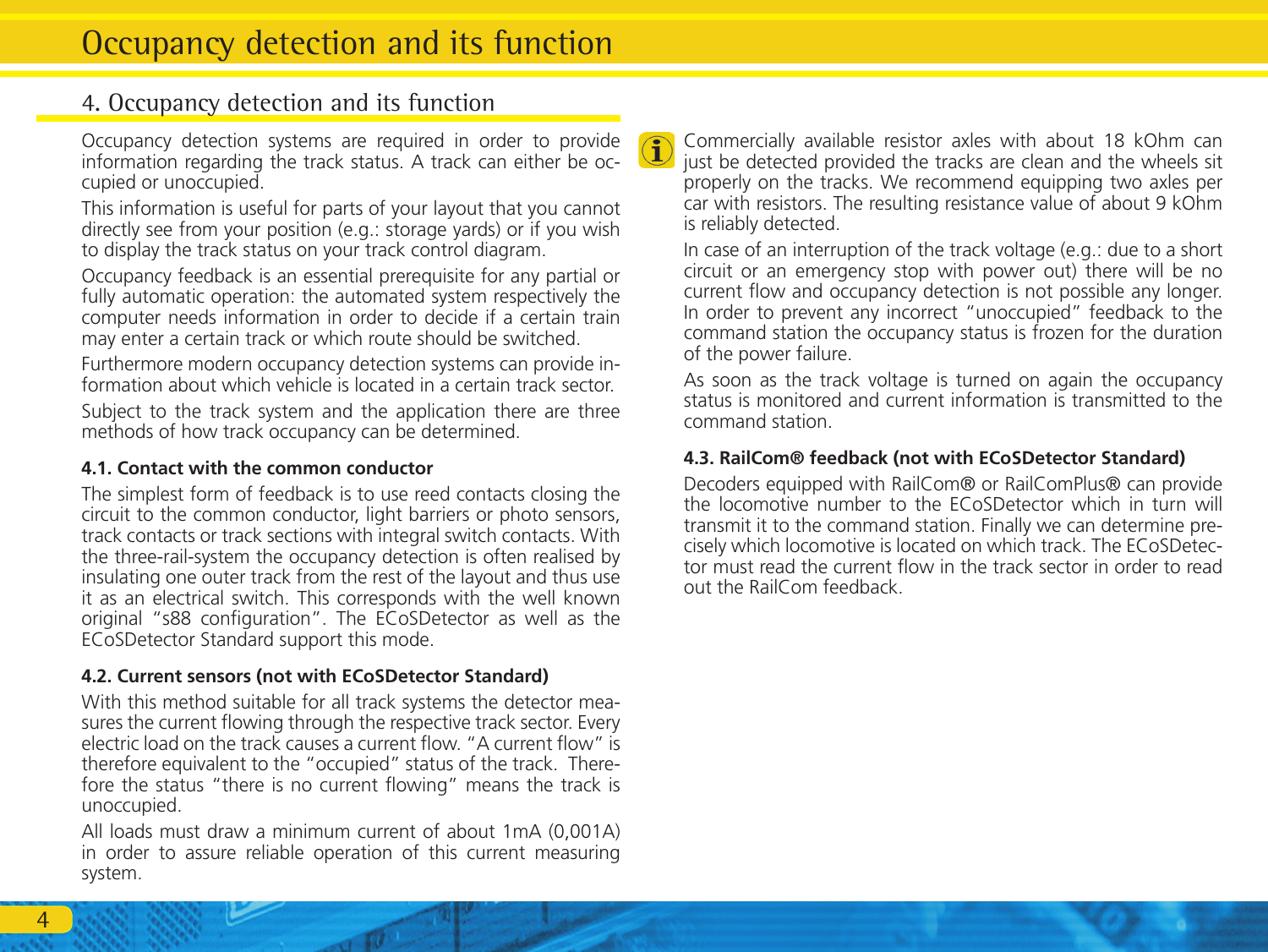## 4. Occupancy detection and its function

Occupancy detection systems are required in order to provide information regarding the track status. A track can either be occupied or unoccupied.

This information is useful for parts of your layout that you cannot directly see from your position (e.g.: storage yards) or if you wish to display the track status on your track control diagram.

Occupancy feedback is an essential prerequisite for any partial or fully automatic operation: the automated system respectively the computer needs information in order to decide if a certain train may enter a certain track or which route should be switched.

Furthermore modern occupancy detection systems can provide information about which vehicle is located in a certain track sector.

Subject to the track system and the application there are three methods of how track occupancy can be determined.

### 4.1. Contact with the common conductor

The simplest form of feedback is to use reed contacts closing the circuit to the common conductor, light barriers or photo sensors, track contacts or track sections with integral switch contacts. With the three-rail-system the occupancy detection is often realised by insulating one outer track from the rest of the layout and thus use it as an electrical switch. This corresponds with the well known original "s88 configuration". The ECoSDetector as well as the ECoSDetector Standard support this mode.

### 4.2. Current sensors (not with ECoSDetector Standard)

With this method suitable for all track systems the detector measures the current flowing through the respective track sector. Every electric load on the track causes a current flow. "A current flow" is therefore equivalent to the "occupied" status of the track. Therefore the status "there is no current flowing" means the track is unoccupied.

All loads must draw a minimum current of about 1mA (0,001A) in order to assure reliable operation of this current measuring system.

Commercially available resistor axles with about 18 kOhm can just be detected provided the tracks are clean and the wheels sit properly on the tracks. We recommend equipping two axles per car with resistors. The resulting resistance value of about 9 kOhm is reliably detected.

In case of an interruption of the track voltage (e.g.: due to a short circuit or an emergency stop with power out) there will be no current flow and occupancy detection is not possible any longer. In order to prevent any incorrect "unoccupied" feedback to the command station the occupancy status is frozen for the duration of the power failure.

As soon as the track voltage is turned on again the occupancy status is monitored and current information is transmitted to the command station.

### 4.3. RailCom® feedback (not with ECoSDetector Standard)

Decoders equipped with RailCom® or RailComPlus® can provide the locomotive number to the ECoSDetector which in turn will transmit it to the command station. Finally we can determine precisely which locomotive is located on which track. The ECoSDetector must read the current flow in the track sector in order to read out the RailCom feedback.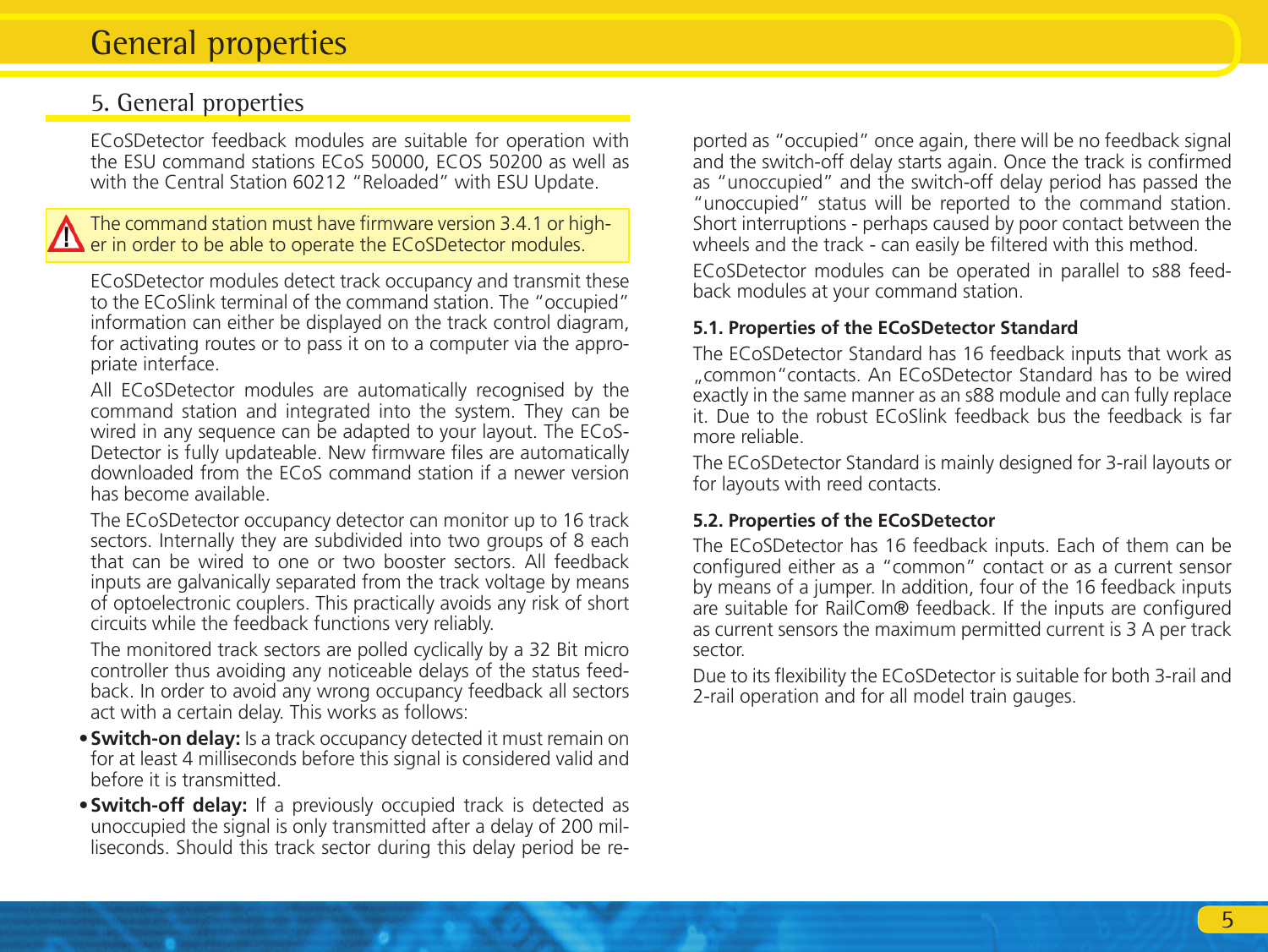## 5. General properties

ECoSDetector feedback modules are suitable for operation with the ESU command stations ECoS 50000, ECOS 50200 as well as with the Central Station 60212 "Reloaded" with ESU Update.

> ⚠ The command station must have firmware version 3.4.1 or higher in order to be able to operate the ECoSDetector modules.

ECoSDetector modules detect track occupancy and transmit these to the ECoSlink terminal of the command station. The "occupied" information can either be displayed on the track control diagram, for activating routes or to pass it on to a computer via the appropriate interface.

All ECoSDetector modules are automatically recognised by the command station and integrated into the system. They can be wired in any sequence can be adapted to your layout. The ECoSDetector is fully updateable. New firmware files are automatically downloaded from the ECoS command station if a newer version has become available.

The ECoSDetector occupancy detector can monitor up to 16 track sectors. Internally they are subdivided into two groups of 8 each that can be wired to one or two booster sectors. All feedback inputs are galvanically separated from the track voltage by means of optoelectronic couplers. This practically avoids any risk of short circuits while the feedback functions very reliably.

The monitored track sectors are polled cyclically by a 32 Bit micro controller thus avoiding any noticeable delays of the status feedback. In order to avoid any wrong occupancy feedback all sectors act with a certain delay. This works as follows:

- **Switch-on delay:** Is a track occupancy detected it must remain on for at least 4 milliseconds before this signal is considered valid and before it is transmitted.
- **Switch-off delay:** If a previously occupied track is detected as unoccupied the signal is only transmitted after a delay of 200 milliseconds. Should this track sector during this delay period be reported as "occupied" once again, there will be no feedback signal and the switch-off delay starts again. Once the track is confirmed as "unoccupied" and the switch-off delay period has passed the "unoccupied" status will be reported to the command station. Short interruptions - perhaps caused by poor contact between the wheels and the track - can easily be filtered with this method.

ECoSDetector modules can be operated in parallel to s88 feedback modules at your command station.

### 5.1. Properties of the ECoSDetector Standard

The ECoSDetector Standard has 16 feedback inputs that work as „common"contacts. An ECoSDetector Standard has to be wired exactly in the same manner as an s88 module and can fully replace it. Due to the robust ECoSlink feedback bus the feedback is far more reliable.

The ECoSDetector Standard is mainly designed for 3-rail layouts or for layouts with reed contacts.

### 5.2. Properties of the ECoSDetector

The ECoSDetector has 16 feedback inputs. Each of them can be configured either as a "common" contact or as a current sensor by means of a jumper. In addition, four of the 16 feedback inputs are suitable for RailCom® feedback. If the inputs are configured as current sensors the maximum permitted current is 3 A per track sector.

Due to its flexibility the ECoSDetector is suitable for both 3-rail and 2-rail operation and for all model train gauges.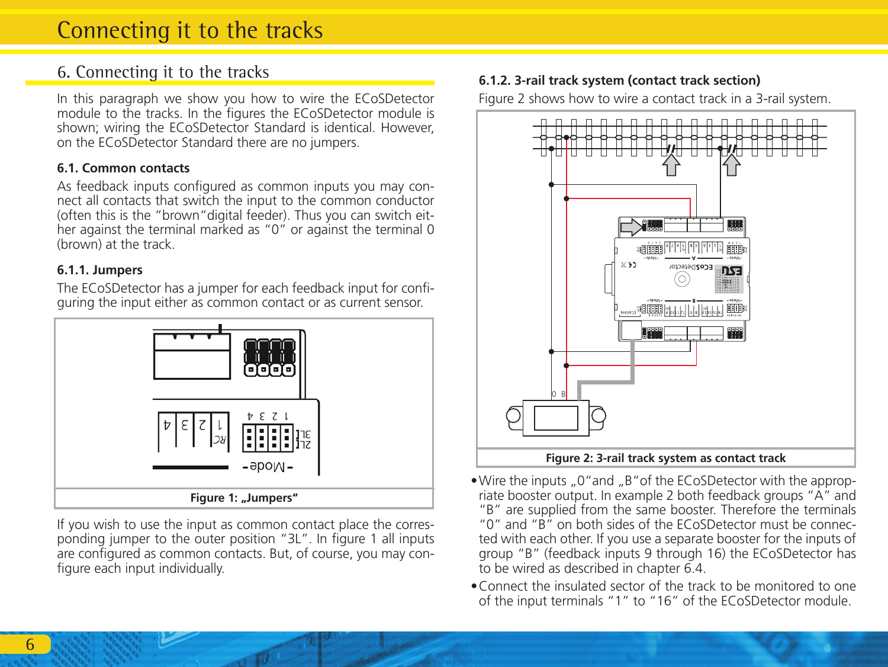# 6. Connecting it to the tracks

In this paragraph we show you how to wire the ECoSDetector module to the tracks. In the figures the ECoSDetector module is shown; wiring the ECoSDetector Standard is identical. However, on the ECoSDetector Standard there are no jumpers.

### 6.1. Common contacts

As feedback inputs configured as common inputs you may connect all contacts that switch the input to the common conductor (often this is the "brown"digital feeder). Thus you can switch either against the terminal marked as "0" or against the terminal 0 (brown) at the track.

### 6.1.1. Jumpers

The ECoSDetector has a jumper for each feedback input for configuring the input either as common contact or as current sensor.

Figure 1: „Jumpers"

If you wish to use the input as common contact place the corresponding jumper to the outer position "3L". In figure 1 all inputs are configured as common contacts. But, of course, you may configure each input individually.

### 6.1.2. 3-rail track system (contact track section)

Figure 2 shows how to wire a contact track in a 3-rail system.

Figure 2: 3-rail track system as contact track

- Wire the inputs „0"and „B"of the ECoSDetector with the appropriate booster output. In example 2 both feedback groups "A" and "B" are supplied from the same booster. Therefore the terminals "0" and "B" on both sides of the ECoSDetector must be connected with each other. If you use a separate booster for the inputs of group "B" (feedback inputs 9 through 16) the ECoSDetector has to be wired as described in chapter 6.4.
- Connect the insulated sector of the track to be monitored to one of the input terminals "1" to "16" of the ECoSDetector module.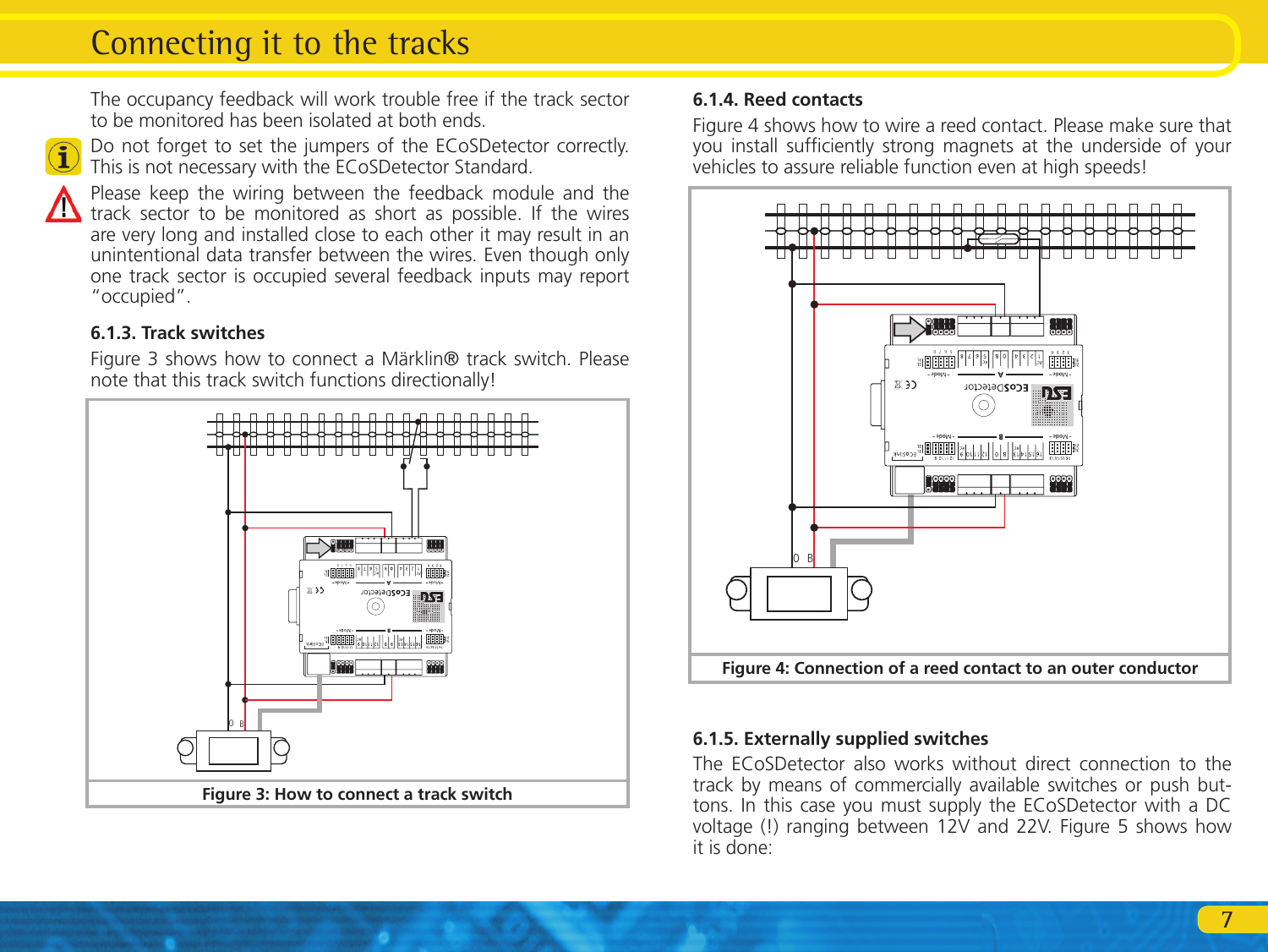## Connecting it to the tracks

The occupancy feedback will work trouble free if the track sector to be monitored has been isolated at both ends.

Do not forget to set the jumpers of the ECoSDetector correctly. This is not necessary with the ECoSDetector Standard.

Please keep the wiring between the feedback module and the track sector to be monitored as short as possible. If the wires are very long and installed close to each other it may result in an unintentional data transfer between the wires. Even though only one track sector is occupied several feedback inputs may report "occupied".

### 6.1.3. Track switches

Figure 3 shows how to connect a Märklin® track switch. Please note that this track switch functions directionally!

**Figure 3: How to connect a track switch**

### 6.1.4. Reed contacts

Figure 4 shows how to wire a reed contact. Please make sure that you install sufficiently strong magnets at the underside of your vehicles to assure reliable function even at high speeds!

**Figure 4: Connection of a reed contact to an outer conductor**

### 6.1.5. Externally supplied switches

The ECoSDetector also works without direct connection to the track by means of commercially available switches or push buttons. In this case you must supply the ECoSDetector with a DC voltage (!) ranging between 12V and 22V. Figure 5 shows how it is done: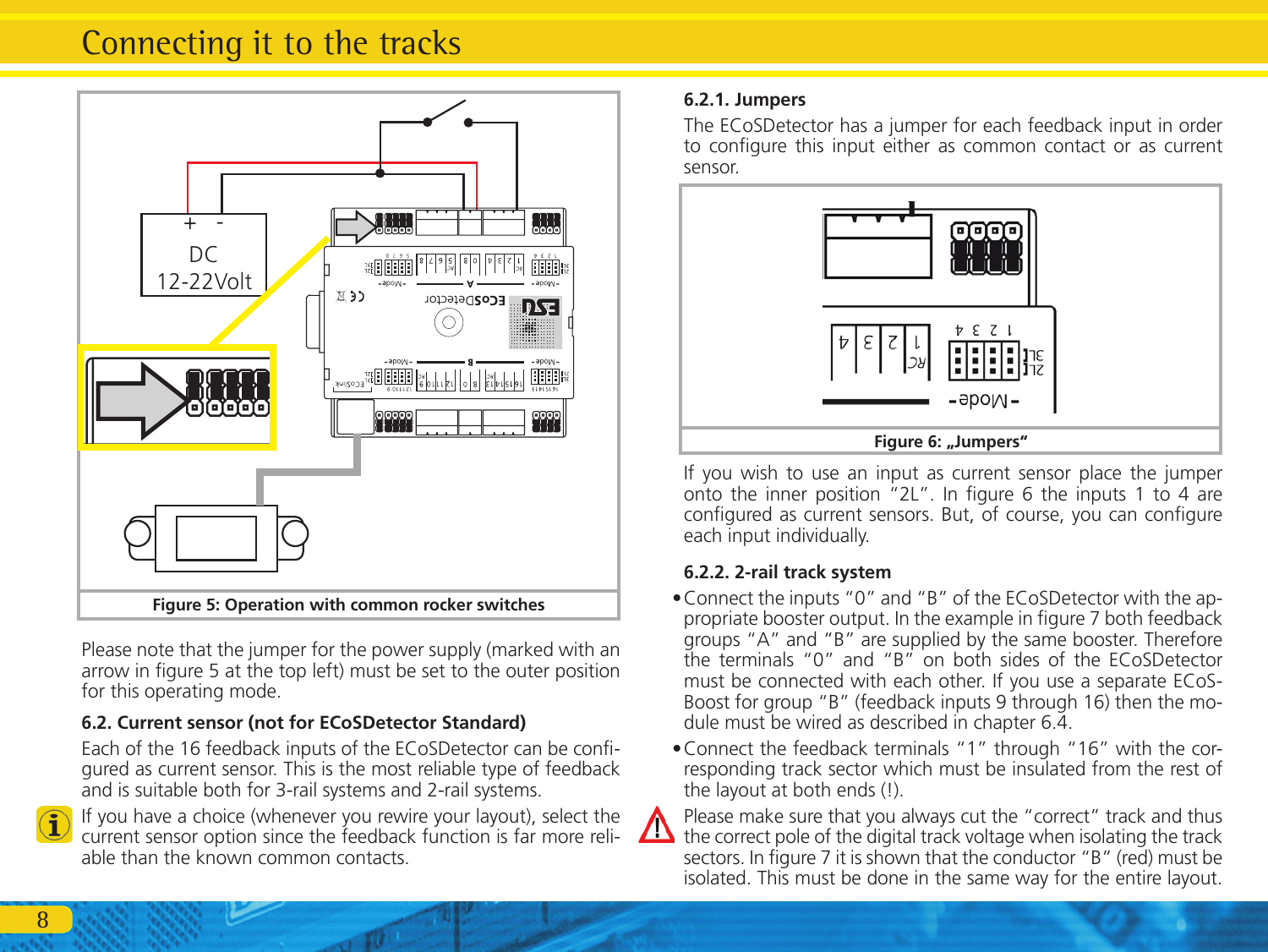# Connecting it to the tracks

Figure 5: Operation with common rocker switches

Please note that the jumper for the power supply (marked with an arrow in figure 5 at the top left) must be set to the outer position for this operating mode.

### 6.2. Current sensor (not for ECoSDetector Standard)

Each of the 16 feedback inputs of the ECoSDetector can be configured as current sensor. This is the most reliable type of feedback and is suitable both for 3-rail systems and 2-rail systems.

If you have a choice (whenever you rewire your layout), select the current sensor option since the feedback function is far more reliable than the known common contacts.

#### 6.2.1. Jumpers

The ECoSDetector has a jumper for each feedback input in order to configure this input either as common contact or as current sensor.

Figure 6: „Jumpers“

If you wish to use an input as current sensor place the jumper onto the inner position "2L". In figure 6 the inputs 1 to 4 are configured as current sensors. But, of course, you can configure each input individually.

#### 6.2.2. 2-rail track system

- Connect the inputs "0" and "B" of the ECoSDetector with the appropriate booster output. In the example in figure 7 both feedback groups "A" and "B" are supplied by the same booster. Therefore the terminals "0" and "B" on both sides of the ECoSDetector must be connected with each other. If you use a separate ECoSBoost for group "B" (feedback inputs 9 through 16) then the module must be wired as described in chapter 6.4.
- Connect the feedback terminals "1" through "16" with the corresponding track sector which must be insulated from the rest of the layout at both ends (!).

Please make sure that you always cut the "correct" track and thus the correct pole of the digital track voltage when isolating the track sectors. In figure 7 it is shown that the conductor "B" (red) must be isolated. This must be done in the same way for the entire layout.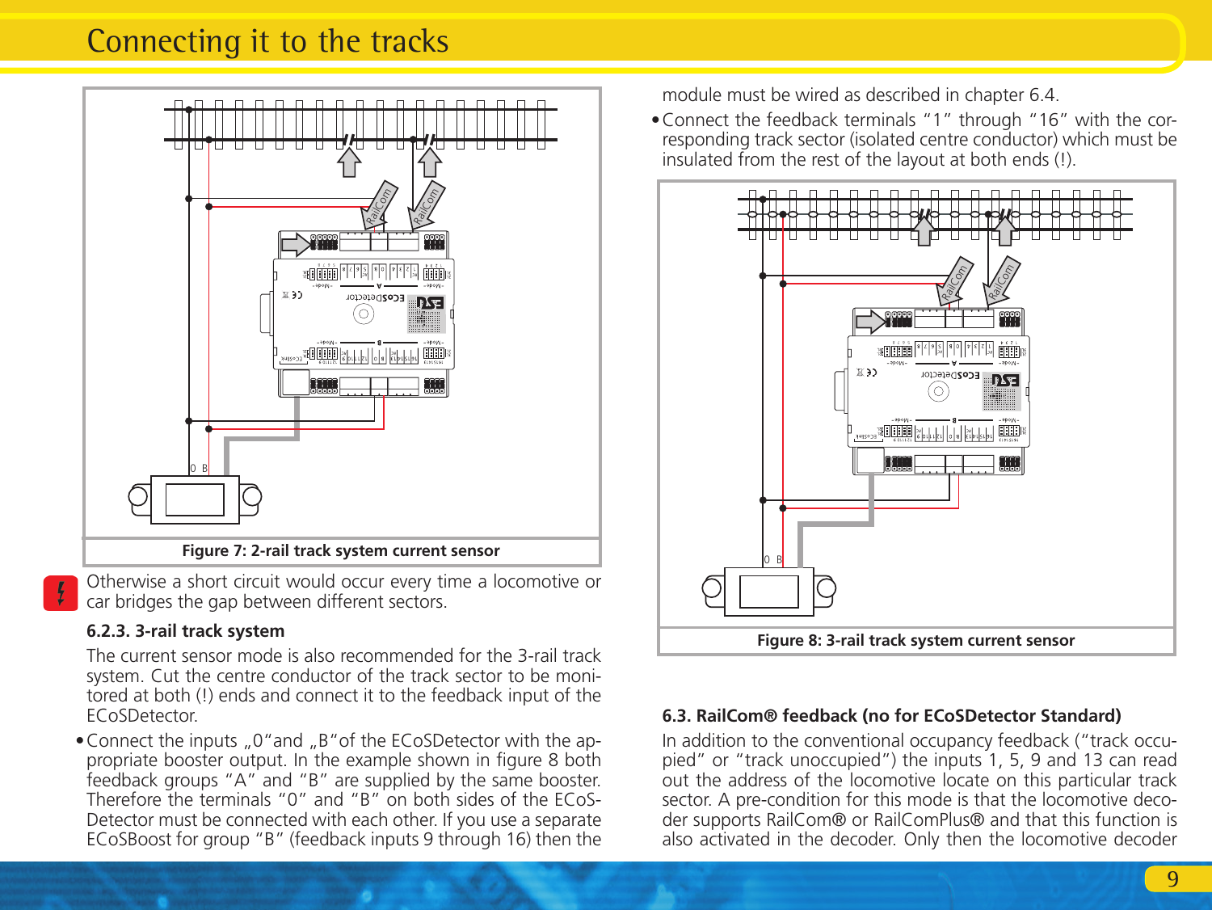# Connecting it to the tracks

Figure 7: 2-rail track system current sensor

Otherwise a short circuit would occur every time a locomotive or car bridges the gap between different sectors.

### 6.2.3. 3-rail track system

The current sensor mode is also recommended for the 3-rail track system. Cut the centre conductor of the track sector to be monitored at both (!) ends and connect it to the feedback input of the ECoSDetector.

- Connect the inputs „0"and „B"of the ECoSDetector with the appropriate booster output. In the example shown in figure 8 both feedback groups "A" and "B" are supplied by the same booster. Therefore the terminals "0" and "B" on both sides of the ECoS-Detector must be connected with each other. If you use a separate ECoSBoost for group "B" (feedback inputs 9 through 16) then the module must be wired as described in chapter 6.4.
- Connect the feedback terminals "1" through "16" with the corresponding track sector (isolated centre conductor) which must be insulated from the rest of the layout at both ends (!).

Figure 8: 3-rail track system current sensor

### 6.3. RailCom® feedback (no for ECoSDetector Standard)

In addition to the conventional occupancy feedback ("track occupied" or "track unoccupied") the inputs 1, 5, 9 and 13 can read out the address of the locomotive locate on this particular track sector. A pre-condition for this mode is that the locomotive decoder supports RailCom® or RailComPlus® and that this function is also activated in the decoder. Only then the locomotive decoder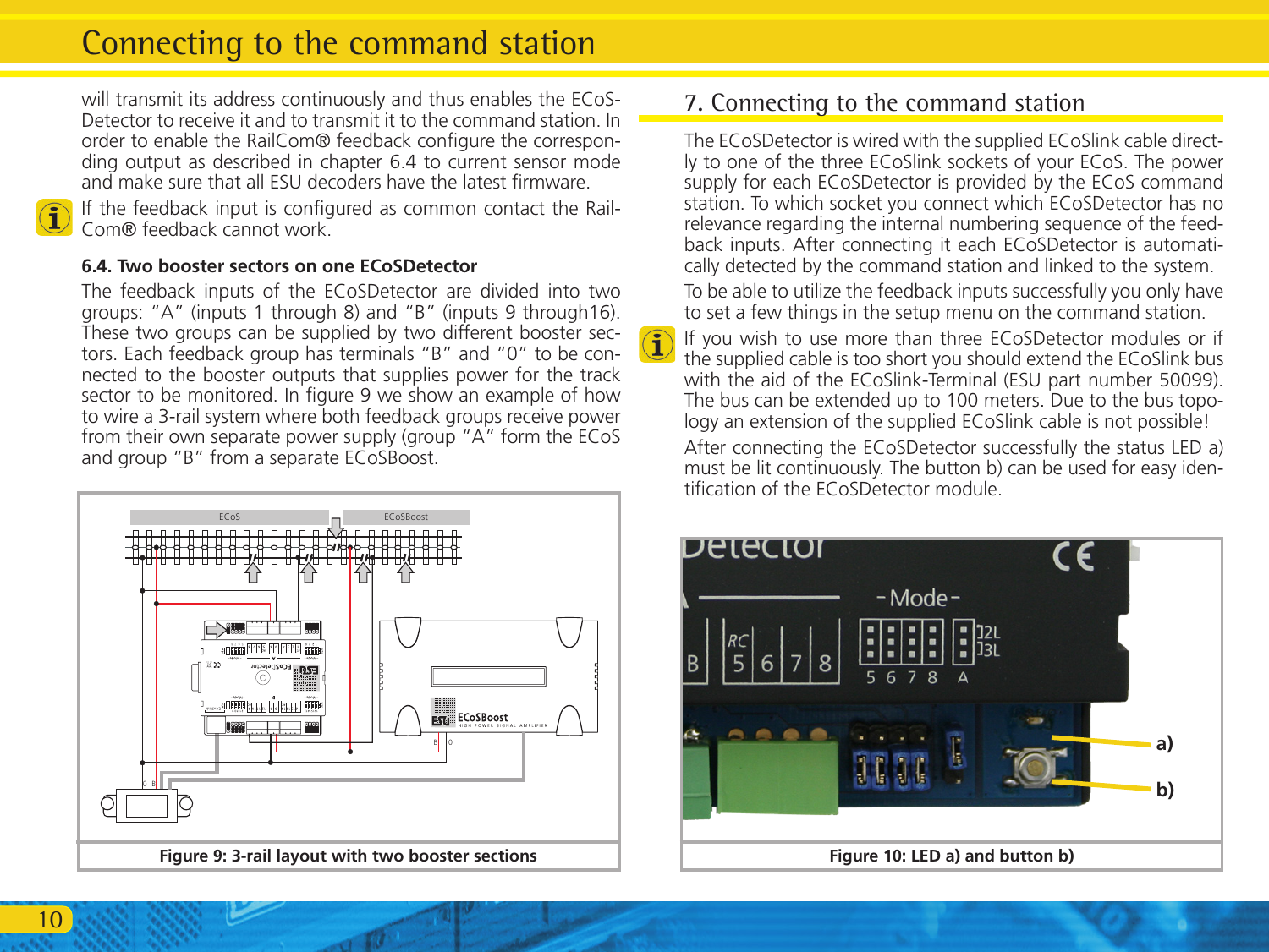will transmit its address continuously and thus enables the ECoS-Detector to receive it and to transmit it to the command station. In order to enable the RailCom® feedback configure the corresponding output as described in chapter 6.4 to current sensor mode and make sure that all ESU decoders have the latest firmware.

If the feedback input is configured as common contact the RailCom® feedback cannot work.

### 6.4. Two booster sectors on one ECoSDetector

The feedback inputs of the ECoSDetector are divided into two groups: "A" (inputs 1 through 8) and "B" (inputs 9 through16). These two groups can be supplied by two different booster sectors. Each feedback group has terminals "B" and "0" to be connected to the booster outputs that supplies power for the track sector to be monitored. In figure 9 we show an example of how to wire a 3-rail system where both feedback groups receive power from their own separate power supply (group "A" form the ECoS and group "B" from a separate ECoSBoost.

**Figure 9: 3-rail layout with two booster sections**

## 7. Connecting to the command station

The ECoSDetector is wired with the supplied ECoSlink cable directly to one of the three ECoSlink sockets of your ECoS. The power supply for each ECoSDetector is provided by the ECoS command station. To which socket you connect which ECoSDetector has no relevance regarding the internal numbering sequence of the feedback inputs. After connecting it each ECoSDetector is automatically detected by the command station and linked to the system.

To be able to utilize the feedback inputs successfully you only have to set a few things in the setup menu on the command station.

If you wish to use more than three ECoSDetector modules or if the supplied cable is too short you should extend the ECoSlink bus with the aid of the ECoSlink-Terminal (ESU part number 50099). The bus can be extended up to 100 meters. Due to the bus topology an extension of the supplied ECoSlink cable is not possible!

After connecting the ECoSDetector successfully the status LED a) must be lit continuously. The button b) can be used for easy identification of the ECoSDetector module.

**Figure 10: LED a) and button b)**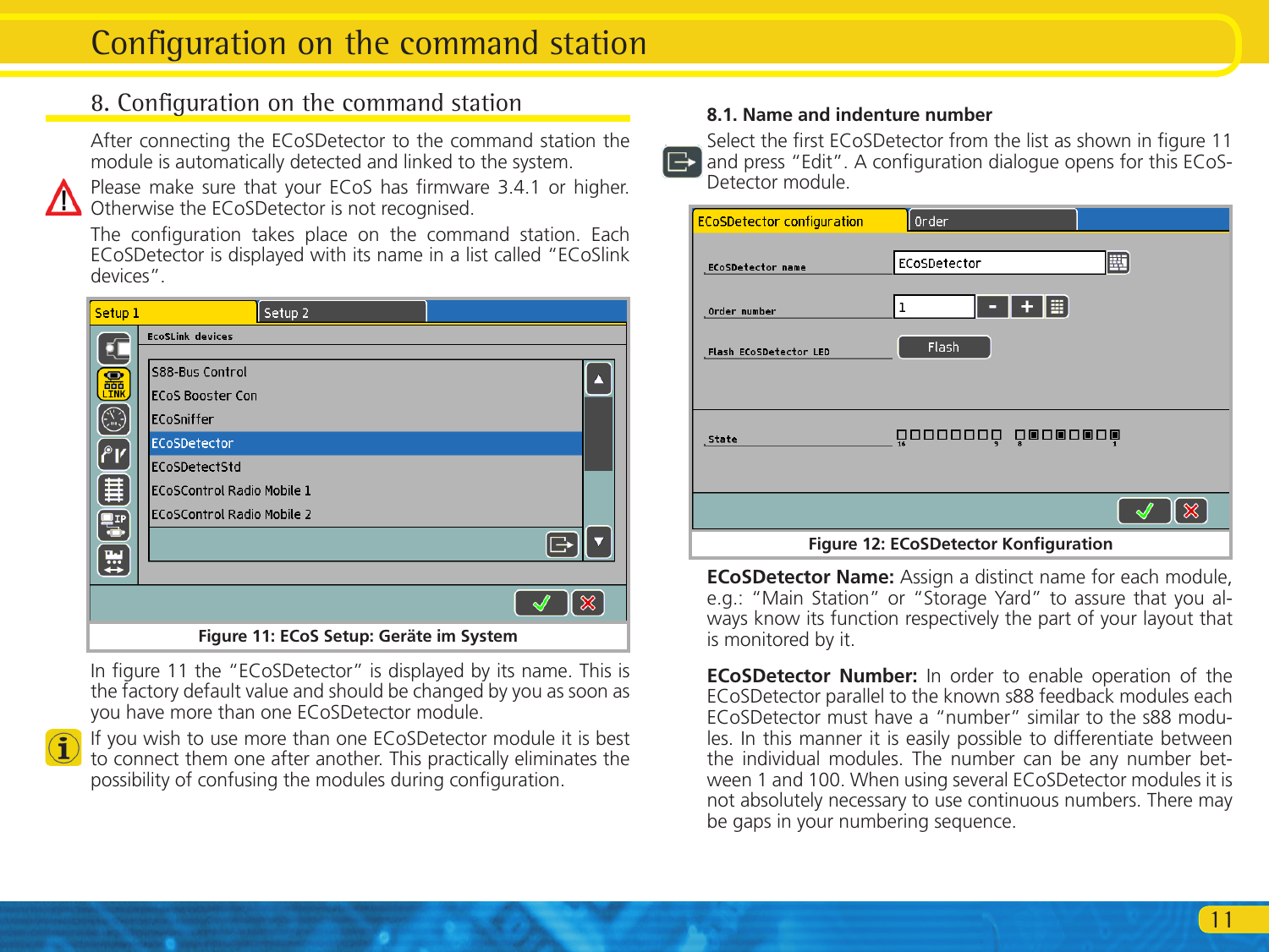# Configuration on the command station

## 8. Configuration on the command station

After connecting the ECoSDetector to the command station the module is automatically detected and linked to the system.

Please make sure that your ECoS has firmware 3.4.1 or higher. Otherwise the ECoSDetector is not recognised.

The configuration takes place on the command station. Each ECoSDetector is displayed with its name in a list called "ECoSlink devices".

Figure 11: ECoS Setup: Geräte im System

In figure 11 the "ECoSDetector" is displayed by its name. This is the factory default value and should be changed by you as soon as you have more than one ECoSDetector module.

If you wish to use more than one ECoSDetector module it is best to connect them one after another. This practically eliminates the possibility of confusing the modules during configuration.

### 8.1. Name and indenture number

Select the first ECoSDetector from the list as shown in figure 11 and press "Edit". A configuration dialogue opens for this ECoS-Detector module.

Figure 12: ECoSDetector Konfiguration

**ECoSDetector Name:** Assign a distinct name for each module, e.g.: "Main Station" or "Storage Yard" to assure that you always know its function respectively the part of your layout that is monitored by it.

**ECoSDetector Number:** In order to enable operation of the ECoSDetector parallel to the known s88 feedback modules each ECoSDetector must have a "number" similar to the s88 modules. In this manner it is easily possible to differentiate between the individual modules. The number can be any number between 1 and 100. When using several ECoSDetector modules it is not absolutely necessary to use continuous numbers. There may be gaps in your numbering sequence.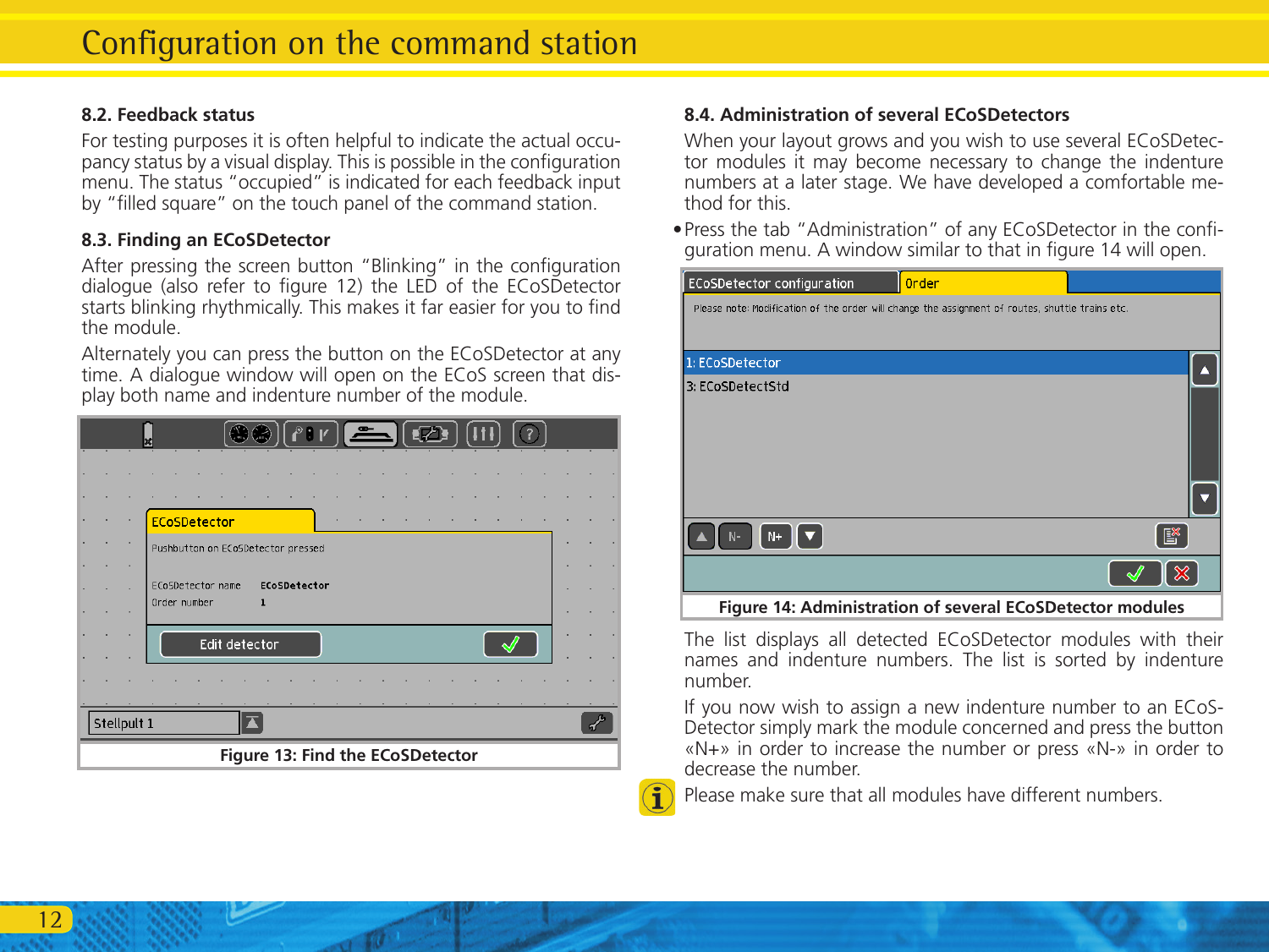## 8.2. Feedback status

For testing purposes it is often helpful to indicate the actual occupancy status by a visual display. This is possible in the configuration menu. The status "occupied" is indicated for each feedback input by "filled square" on the touch panel of the command station.

## 8.3. Finding an ECoSDetector

After pressing the screen button "Blinking" in the configuration dialogue (also refer to figure 12) the LED of the ECoSDetector starts blinking rhythmically. This makes it far easier for you to find the module.

Alternately you can press the button on the ECoSDetector at any time. A dialogue window will open on the ECoS screen that display both name and indenture number of the module.

**Figure 13: Find the ECoSDetector**

## 8.4. Administration of several ECoSDetectors

When your layout grows and you wish to use several ECoSDetector modules it may become necessary to change the indenture numbers at a later stage. We have developed a comfortable method for this.

- Press the tab "Administration" of any ECoSDetector in the configuration menu. A window similar to that in figure 14 will open.

**Figure 14: Administration of several ECoSDetector modules**

The list displays all detected ECoSDetector modules with their names and indenture numbers. The list is sorted by indenture number.

If you now wish to assign a new indenture number to an ECoSDetector simply mark the module concerned and press the button «N+» in order to increase the number or press «N-» in order to decrease the number.

Please make sure that all modules have different numbers.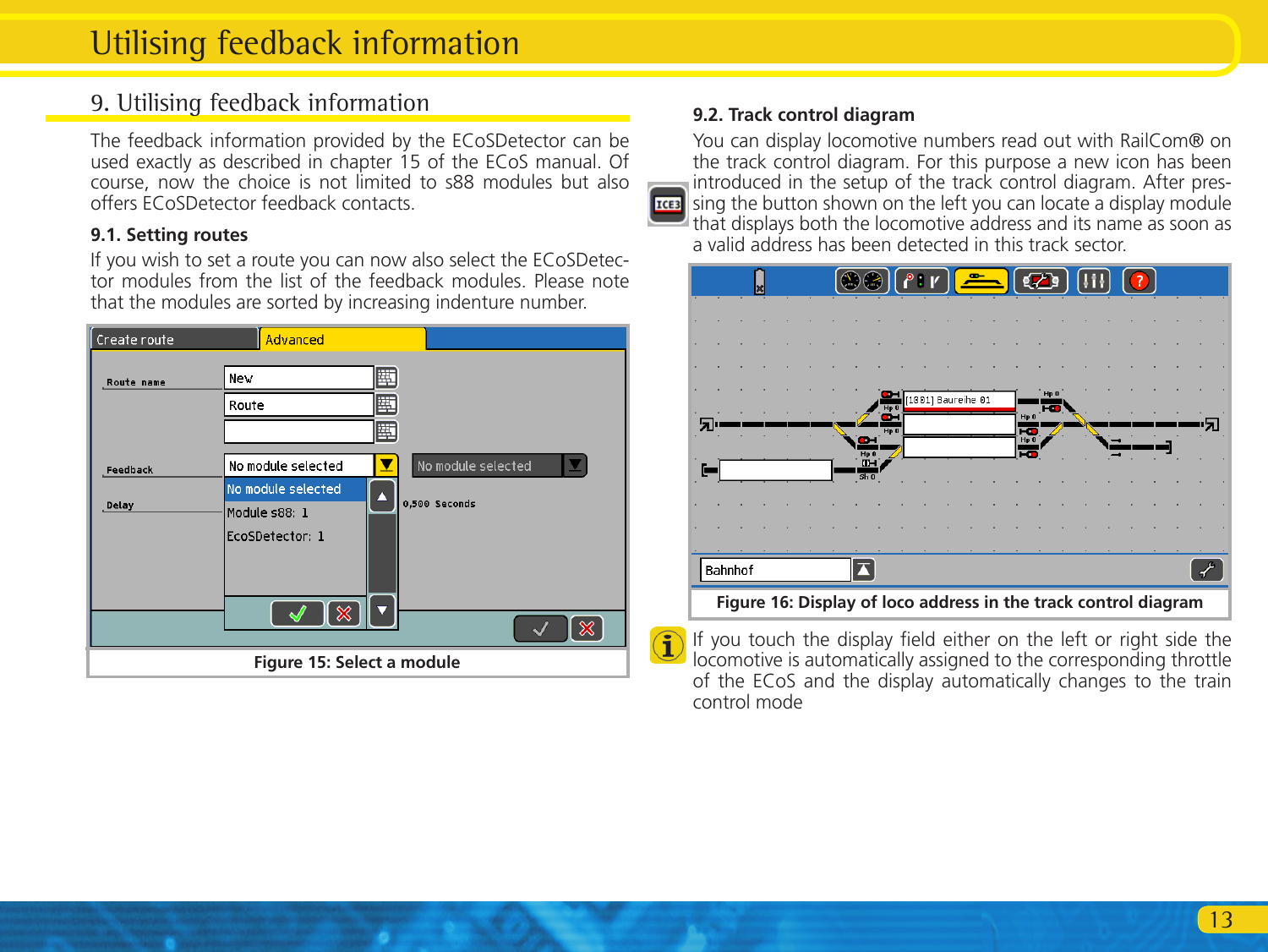## 9. Utilising feedback information

The feedback information provided by the ECoSDetector can be used exactly as described in chapter 15 of the ECoS manual. Of course, now the choice is not limited to s88 modules but also offers ECoSDetector feedback contacts.

### 9.1. Setting routes

If you wish to set a route you can now also select the ECoSDetector modules from the list of the feedback modules. Please note that the modules are sorted by increasing indenture number.

**Figure 15: Select a module**

### 9.2. Track control diagram

You can display locomotive numbers read out with RailCom® on the track control diagram. For this purpose a new icon has been introduced in the setup of the track control diagram. After pressing the button shown on the left you can locate a display module that displays both the locomotive address and its name as soon as a valid address has been detected in this track sector.

**Figure 16: Display of loco address in the track control diagram**

If you touch the display field either on the left or right side the locomotive is automatically assigned to the corresponding throttle of the ECoS and the display automatically changes to the train control mode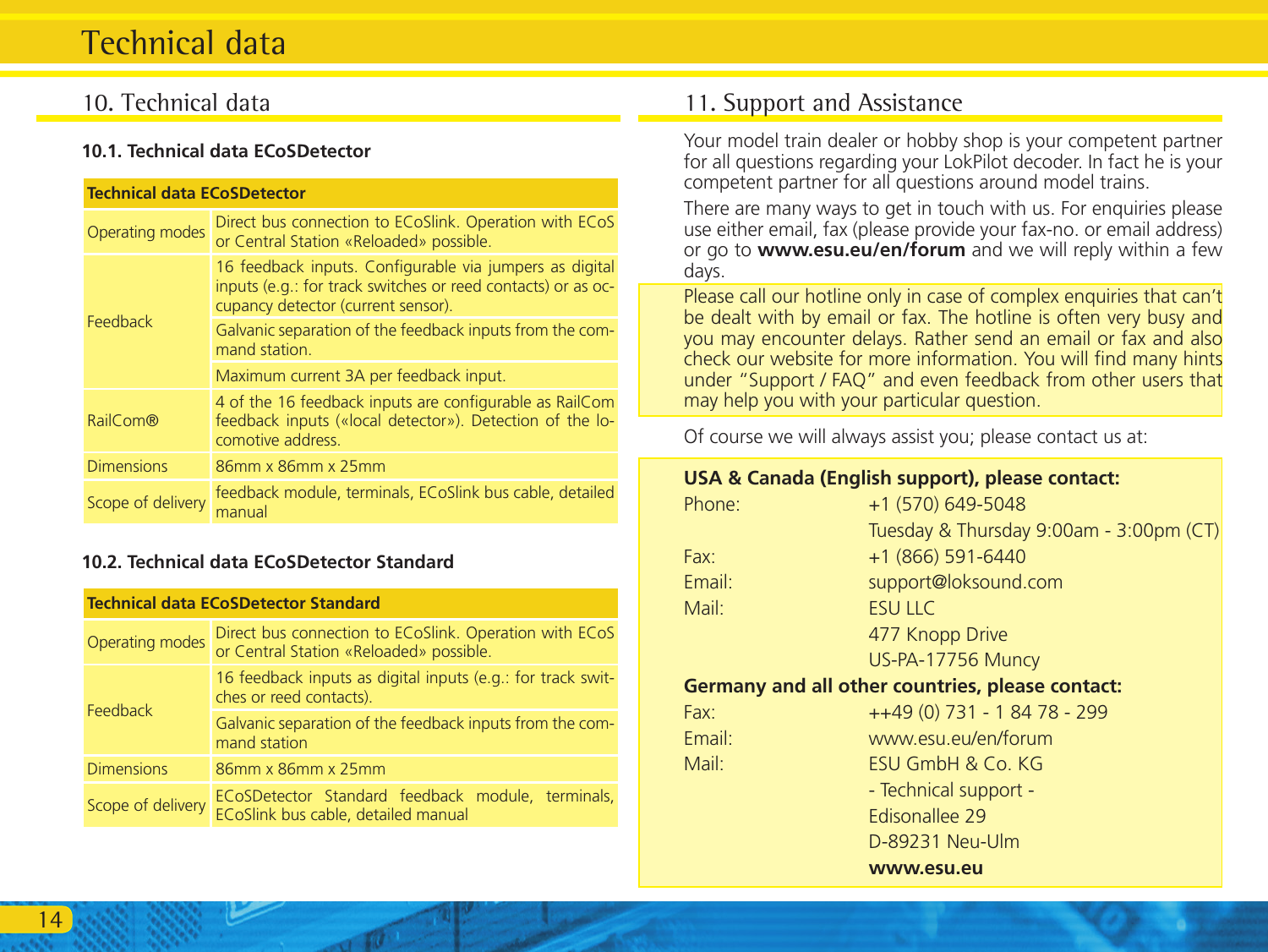## 10. Technical data

### 10.1. Technical data ECoSDetector

| Technical data ECoSDetector | |
|---|---|
| Operating modes | Direct bus connection to ECoSlink. Operation with ECoS or Central Station «Reloaded» possible. |
| Feedback | 16 feedback inputs. Configurable via jumpers as digital inputs (e.g.: for track switches or reed contacts) or as occupancy detector (current sensor). |
| | Galvanic separation of the feedback inputs from the command station. |
| | Maximum current 3A per feedback input. |
| RailCom® | 4 of the 16 feedback inputs are configurable as RailCom feedback inputs («local detector»). Detection of the locomotive address. |
| Dimensions | 86mm x 86mm x 25mm |
| Scope of delivery | feedback module, terminals, ECoSlink bus cable, detailed manual |

### 10.2. Technical data ECoSDetector Standard

| Technical data ECoSDetector Standard | |
|---|---|
| Operating modes | Direct bus connection to ECoSlink. Operation with ECoS or Central Station «Reloaded» possible. |
| Feedback | 16 feedback inputs as digital inputs (e.g.: for track switches or reed contacts). |
| | Galvanic separation of the feedback inputs from the command station |
| Dimensions | 86mm x 86mm x 25mm |
| Scope of delivery | ECoSDetector Standard feedback module, terminals, ECoSlink bus cable, detailed manual |

## 11. Support and Assistance

Your model train dealer or hobby shop is your competent partner for all questions regarding your LokPilot decoder. In fact he is your competent partner for all questions around model trains.

There are many ways to get in touch with us. For enquiries please use either email, fax (please provide your fax-no. or email address) or go to **www.esu.eu/en/forum** and we will reply within a few days.

Please call our hotline only in case of complex enquiries that can't be dealt with by email or fax. The hotline is often very busy and you may encounter delays. Rather send an email or fax and also check our website for more information. You will find many hints under "Support / FAQ" and even feedback from other users that may help you with your particular question.

Of course we will always assist you; please contact us at:

**USA & Canada (English support), please contact:**

| | |
|---|---|
| Phone: | +1 (570) 649-5048 |
| | Tuesday & Thursday 9:00am - 3:00pm (CT) |
| Fax: | +1 (866) 591-6440 |
| Email: | support@loksound.com |
| Mail: | ESU LLC |
| | 477 Knopp Drive |
| | US-PA-17756 Muncy |

**Germany and all other countries, please contact:**

| | |
|---|---|
| Fax: | ++49 (0) 731 - 1 84 78 - 299 |
| Email: | www.esu.eu/en/forum |
| Mail: | ESU GmbH & Co. KG |
| | - Technical support - |
| | Edisonallee 29 |
| | D-89231 Neu-Ulm |
| | **www.esu.eu** |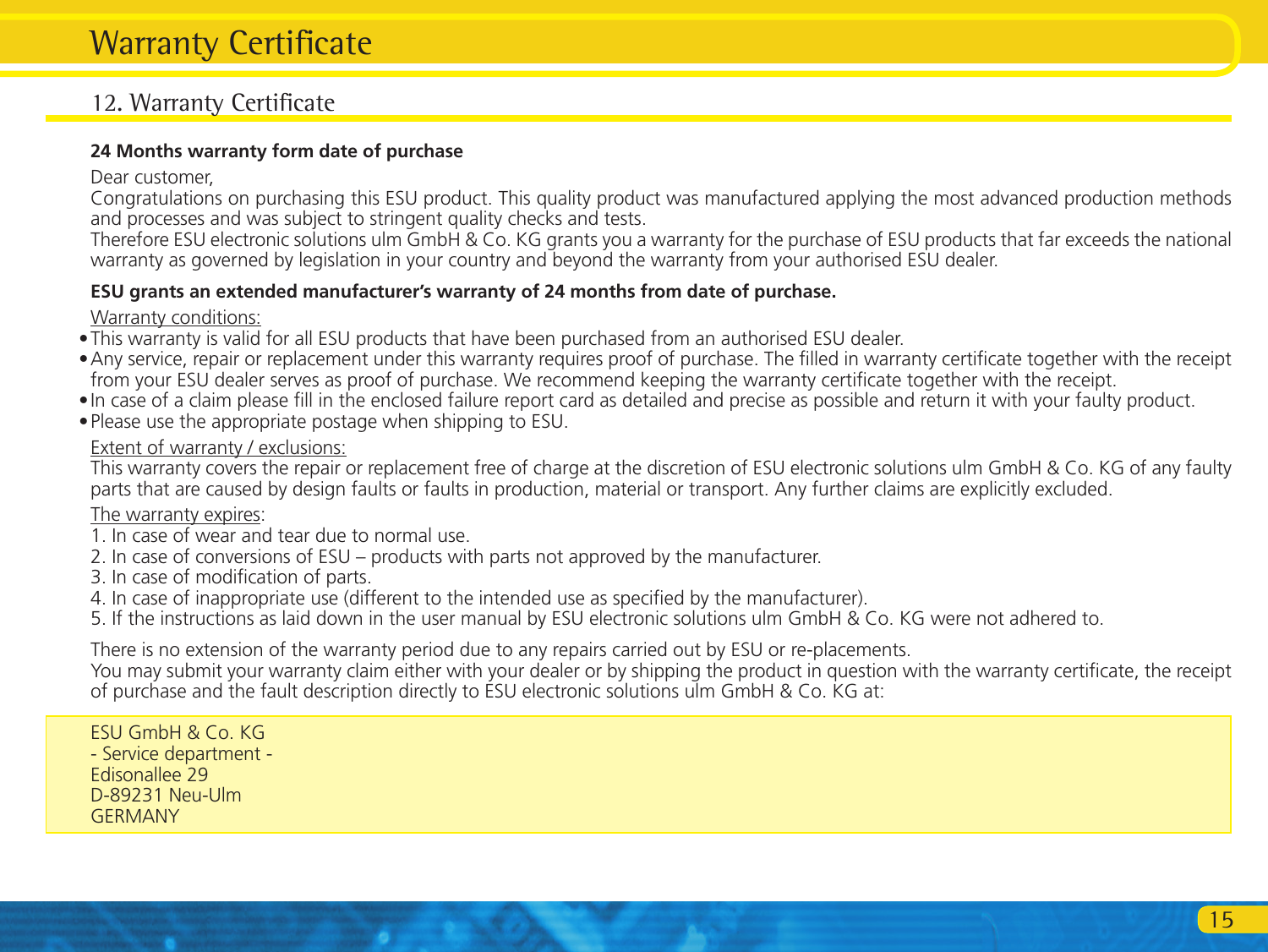## 12. Warranty Certificate

**24 Months warranty form date of purchase**

Dear customer,

Congratulations on purchasing this ESU product. This quality product was manufactured applying the most advanced production methods and processes and was subject to stringent quality checks and tests.

Therefore ESU electronic solutions ulm GmbH & Co. KG grants you a warranty for the purchase of ESU products that far exceeds the national warranty as governed by legislation in your country and beyond the warranty from your authorised ESU dealer.

**ESU grants an extended manufacturer's warranty of 24 months from date of purchase.**

<u>Warranty conditions:</u>

- This warranty is valid for all ESU products that have been purchased from an authorised ESU dealer.
- Any service, repair or replacement under this warranty requires proof of purchase. The filled in warranty certificate together with the receipt from your ESU dealer serves as proof of purchase. We recommend keeping the warranty certificate together with the receipt.
- In case of a claim please fill in the enclosed failure report card as detailed and precise as possible and return it with your faulty product.
- Please use the appropriate postage when shipping to ESU.

<u>Extent of warranty / exclusions:</u>

This warranty covers the repair or replacement free of charge at the discretion of ESU electronic solutions ulm GmbH & Co. KG of any faulty parts that are caused by design faults or faults in production, material or transport. Any further claims are explicitly excluded.

<u>The warranty expires</u>:

1. In case of wear and tear due to normal use.
2. In case of conversions of ESU – products with parts not approved by the manufacturer.
3. In case of modification of parts.
4. In case of inappropriate use (different to the intended use as specified by the manufacturer).
5. If the instructions as laid down in the user manual by ESU electronic solutions ulm GmbH & Co. KG were not adhered to.

There is no extension of the warranty period due to any repairs carried out by ESU or re-placements.

You may submit your warranty claim either with your dealer or by shipping the product in question with the warranty certificate, the receipt of purchase and the fault description directly to ESU electronic solutions ulm GmbH & Co. KG at:

ESU GmbH & Co. KG
- Service department -
Edisonallee 29
D-89231 Neu-Ulm
GERMANY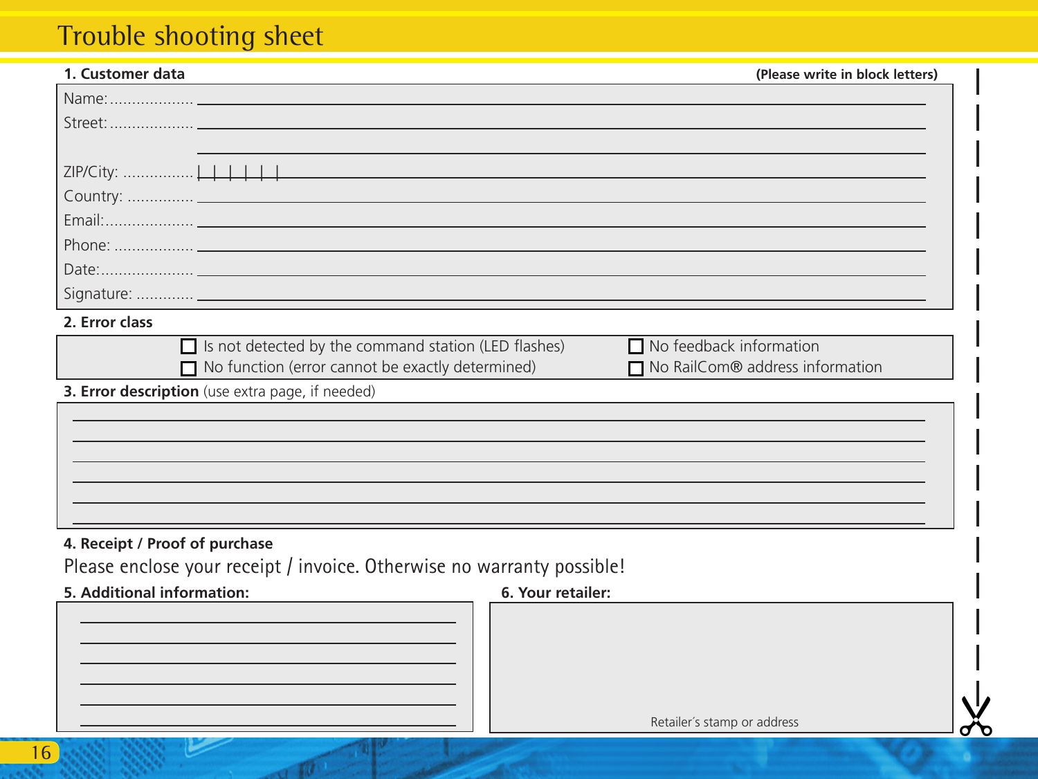# Trouble shooting sheet

## 1. Customer data

**(Please write in block letters)**

Name: ..................

Street: ..................

ZIP/City: ...............

Country: ..............

Email: ...................

Phone: .................

Date: ....................

Signature: ............

## 2. Error class

- ☐ Is not detected by the command station (LED flashes)
- ☐ No function (error cannot be exactly determined)
- ☐ No feedback information
- ☐ No RailCom® address information

## 3. Error description (use extra page, if needed)

## 4. Receipt / Proof of purchase

Please enclose your receipt / invoice. Otherwise no warranty possible!

## 5. Additional information:

## 6. Your retailer:

Retailer´s stamp or address